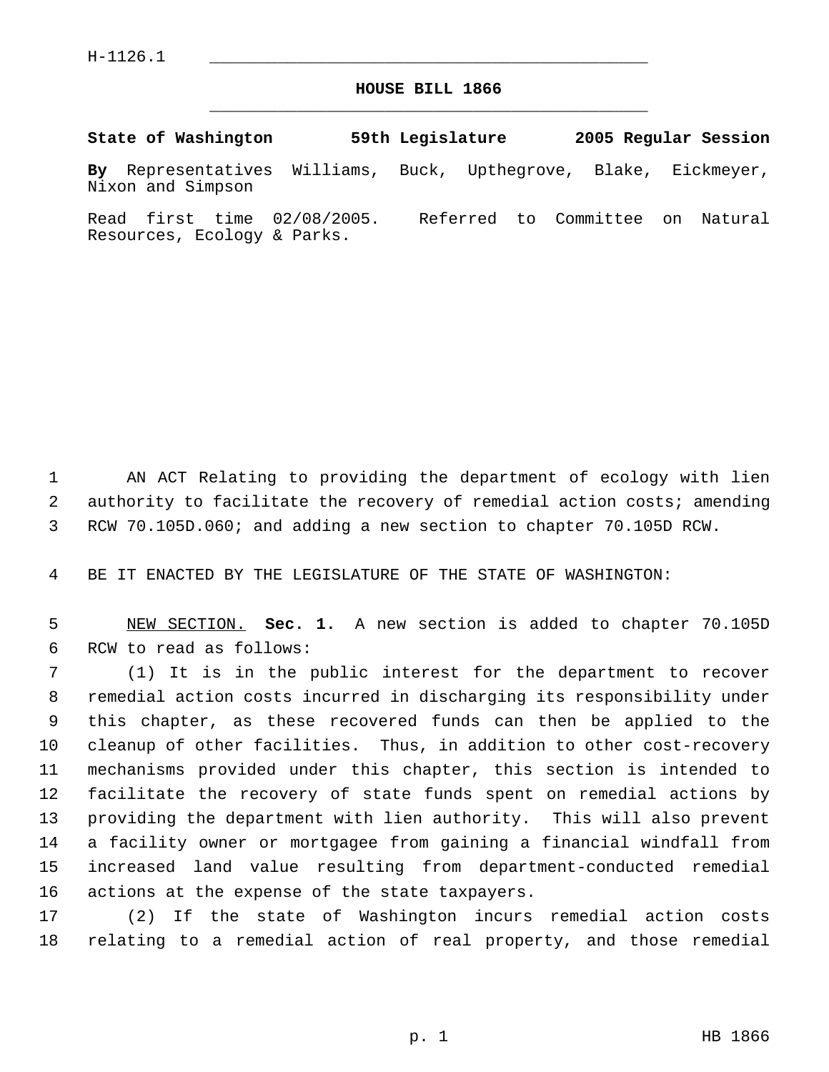H-1126.1

# HOUSE BILL 1866

**State of Washington 59th Legislature 2005 Regular Session**

**By** Representatives Williams, Buck, Upthegrove, Blake, Eickmeyer, Nixon and Simpson

Read first time 02/08/2005. Referred to Committee on Natural Resources, Ecology & Parks.

AN ACT Relating to providing the department of ecology with lien authority to facilitate the recovery of remedial action costs; amending RCW 70.105D.060; and adding a new section to chapter 70.105D RCW.

BE IT ENACTED BY THE LEGISLATURE OF THE STATE OF WASHINGTON:

NEW SECTION. **Sec. 1.** A new section is added to chapter 70.105D RCW to read as follows:

(1) It is in the public interest for the department to recover remedial action costs incurred in discharging its responsibility under this chapter, as these recovered funds can then be applied to the cleanup of other facilities. Thus, in addition to other cost-recovery mechanisms provided under this chapter, this section is intended to facilitate the recovery of state funds spent on remedial actions by providing the department with lien authority. This will also prevent a facility owner or mortgagee from gaining a financial windfall from increased land value resulting from department-conducted remedial actions at the expense of the state taxpayers.

(2) If the state of Washington incurs remedial action costs relating to a remedial action of real property, and those remedial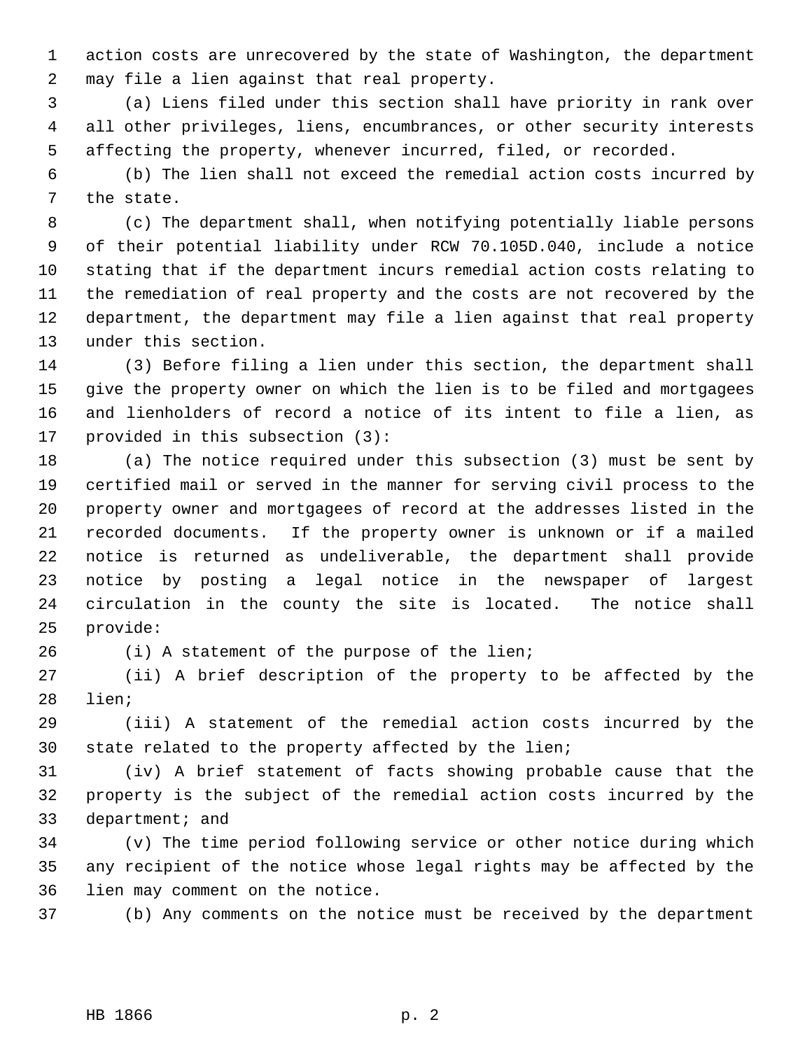action costs are unrecovered by the state of Washington, the department may file a lien against that real property.

(a) Liens filed under this section shall have priority in rank over all other privileges, liens, encumbrances, or other security interests affecting the property, whenever incurred, filed, or recorded.

(b) The lien shall not exceed the remedial action costs incurred by the state.

(c) The department shall, when notifying potentially liable persons of their potential liability under RCW 70.105D.040, include a notice stating that if the department incurs remedial action costs relating to the remediation of real property and the costs are not recovered by the department, the department may file a lien against that real property under this section.

(3) Before filing a lien under this section, the department shall give the property owner on which the lien is to be filed and mortgagees and lienholders of record a notice of its intent to file a lien, as provided in this subsection (3):

(a) The notice required under this subsection (3) must be sent by certified mail or served in the manner for serving civil process to the property owner and mortgagees of record at the addresses listed in the recorded documents. If the property owner is unknown or if a mailed notice is returned as undeliverable, the department shall provide notice by posting a legal notice in the newspaper of largest circulation in the county the site is located. The notice shall provide:

(i) A statement of the purpose of the lien;

(ii) A brief description of the property to be affected by the lien;

(iii) A statement of the remedial action costs incurred by the state related to the property affected by the lien;

(iv) A brief statement of facts showing probable cause that the property is the subject of the remedial action costs incurred by the department; and

(v) The time period following service or other notice during which any recipient of the notice whose legal rights may be affected by the lien may comment on the notice.

(b) Any comments on the notice must be received by the department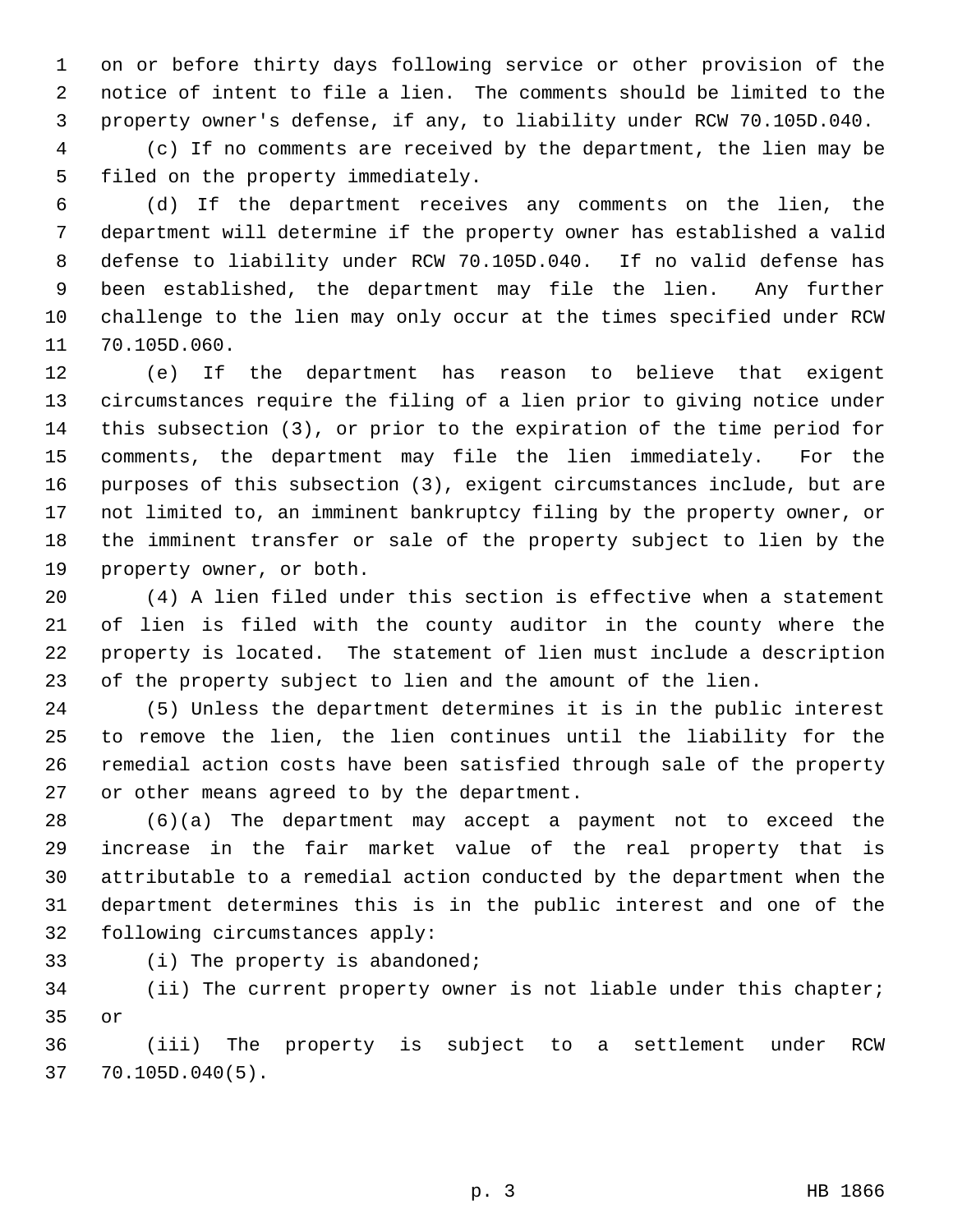on or before thirty days following service or other provision of the notice of intent to file a lien. The comments should be limited to the property owner's defense, if any, to liability under RCW 70.105D.040.

(c) If no comments are received by the department, the lien may be filed on the property immediately.

(d) If the department receives any comments on the lien, the department will determine if the property owner has established a valid defense to liability under RCW 70.105D.040. If no valid defense has been established, the department may file the lien. Any further challenge to the lien may only occur at the times specified under RCW 70.105D.060.

(e) If the department has reason to believe that exigent circumstances require the filing of a lien prior to giving notice under this subsection (3), or prior to the expiration of the time period for comments, the department may file the lien immediately. For the purposes of this subsection (3), exigent circumstances include, but are not limited to, an imminent bankruptcy filing by the property owner, or the imminent transfer or sale of the property subject to lien by the property owner, or both.

(4) A lien filed under this section is effective when a statement of lien is filed with the county auditor in the county where the property is located. The statement of lien must include a description of the property subject to lien and the amount of the lien.

(5) Unless the department determines it is in the public interest to remove the lien, the lien continues until the liability for the remedial action costs have been satisfied through sale of the property or other means agreed to by the department.

(6)(a) The department may accept a payment not to exceed the increase in the fair market value of the real property that is attributable to a remedial action conducted by the department when the department determines this is in the public interest and one of the following circumstances apply:

(i) The property is abandoned;

(ii) The current property owner is not liable under this chapter; or

(iii) The property is subject to a settlement under RCW 70.105D.040(5).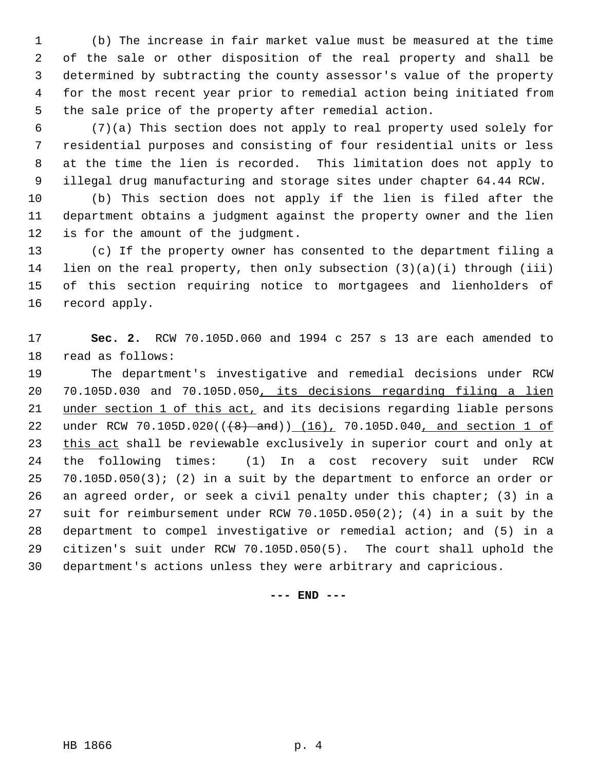(b) The increase in fair market value must be measured at the time of the sale or other disposition of the real property and shall be determined by subtracting the county assessor's value of the property for the most recent year prior to remedial action being initiated from the sale price of the property after remedial action.

(7)(a) This section does not apply to real property used solely for residential purposes and consisting of four residential units or less at the time the lien is recorded. This limitation does not apply to illegal drug manufacturing and storage sites under chapter 64.44 RCW.

(b) This section does not apply if the lien is filed after the department obtains a judgment against the property owner and the lien is for the amount of the judgment.

(c) If the property owner has consented to the department filing a lien on the real property, then only subsection (3)(a)(i) through (iii) of this section requiring notice to mortgagees and lienholders of record apply.

**Sec. 2.** RCW 70.105D.060 and 1994 c 257 s 13 are each amended to read as follows:

The department's investigative and remedial decisions under RCW 70.105D.030 and 70.105D.050, its decisions regarding filing a lien under section 1 of this act, and its decisions regarding liable persons under RCW 70.105D.020((~~(8) and~~)) (16), 70.105D.040, and section 1 of this act shall be reviewable exclusively in superior court and only at the following times: (1) In a cost recovery suit under RCW 70.105D.050(3); (2) in a suit by the department to enforce an order or an agreed order, or seek a civil penalty under this chapter; (3) in a suit for reimbursement under RCW 70.105D.050(2); (4) in a suit by the department to compel investigative or remedial action; and (5) in a citizen's suit under RCW 70.105D.050(5). The court shall uphold the department's actions unless they were arbitrary and capricious.

**--- END ---**